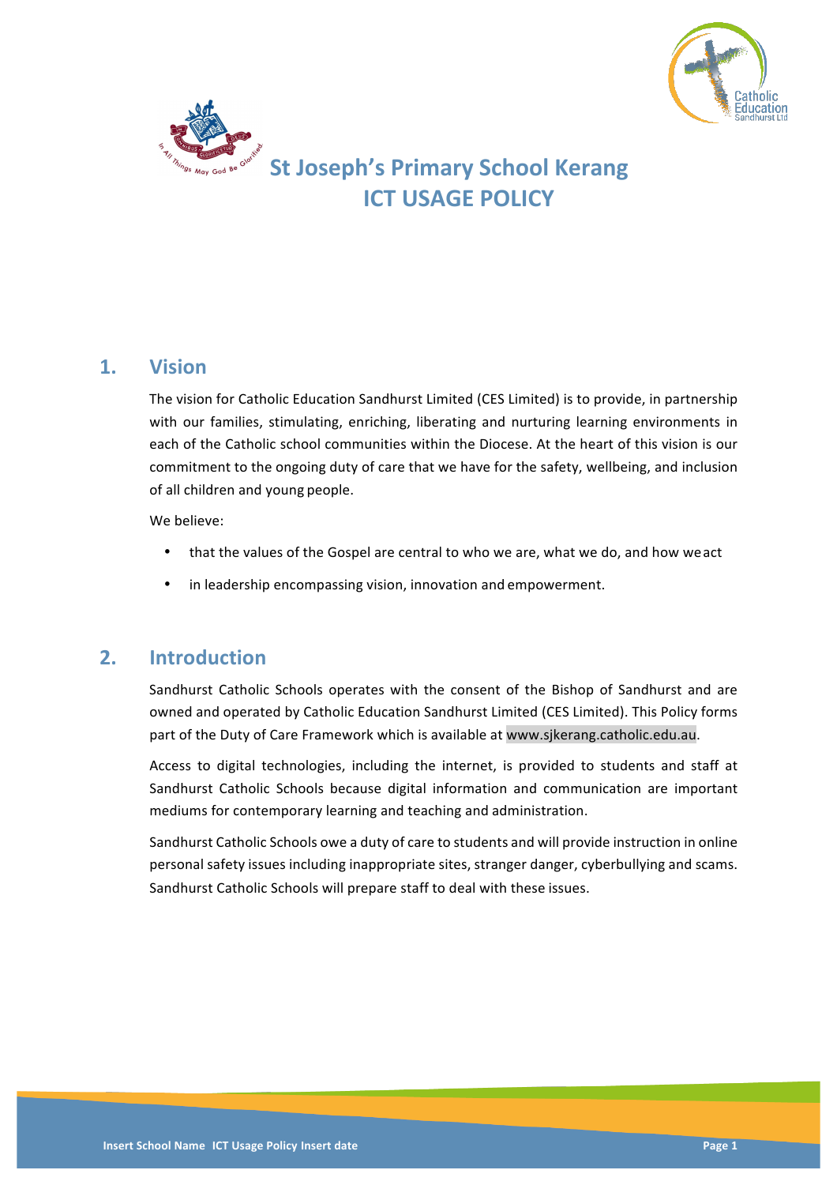# St Joseph's Primary School Kerang
# ICT USAGE POLICY

## 1. Vision

The vision for Catholic Education Sandhurst Limited (CES Limited) is to provide, in partnership with our families, stimulating, enriching, liberating and nurturing learning environments in each of the Catholic school communities within the Diocese. At the heart of this vision is our commitment to the ongoing duty of care that we have for the safety, wellbeing, and inclusion of all children and young people.

We believe:

- that the values of the Gospel are central to who we are, what we do, and how we act
- in leadership encompassing vision, innovation and empowerment.

## 2. Introduction

Sandhurst Catholic Schools operates with the consent of the Bishop of Sandhurst and are owned and operated by Catholic Education Sandhurst Limited (CES Limited). This Policy forms part of the Duty of Care Framework which is available at www.sjkerang.catholic.edu.au.

Access to digital technologies, including the internet, is provided to students and staff at Sandhurst Catholic Schools because digital information and communication are important mediums for contemporary learning and teaching and administration.

Sandhurst Catholic Schools owe a duty of care to students and will provide instruction in online personal safety issues including inappropriate sites, stranger danger, cyberbullying and scams. Sandhurst Catholic Schools will prepare staff to deal with these issues.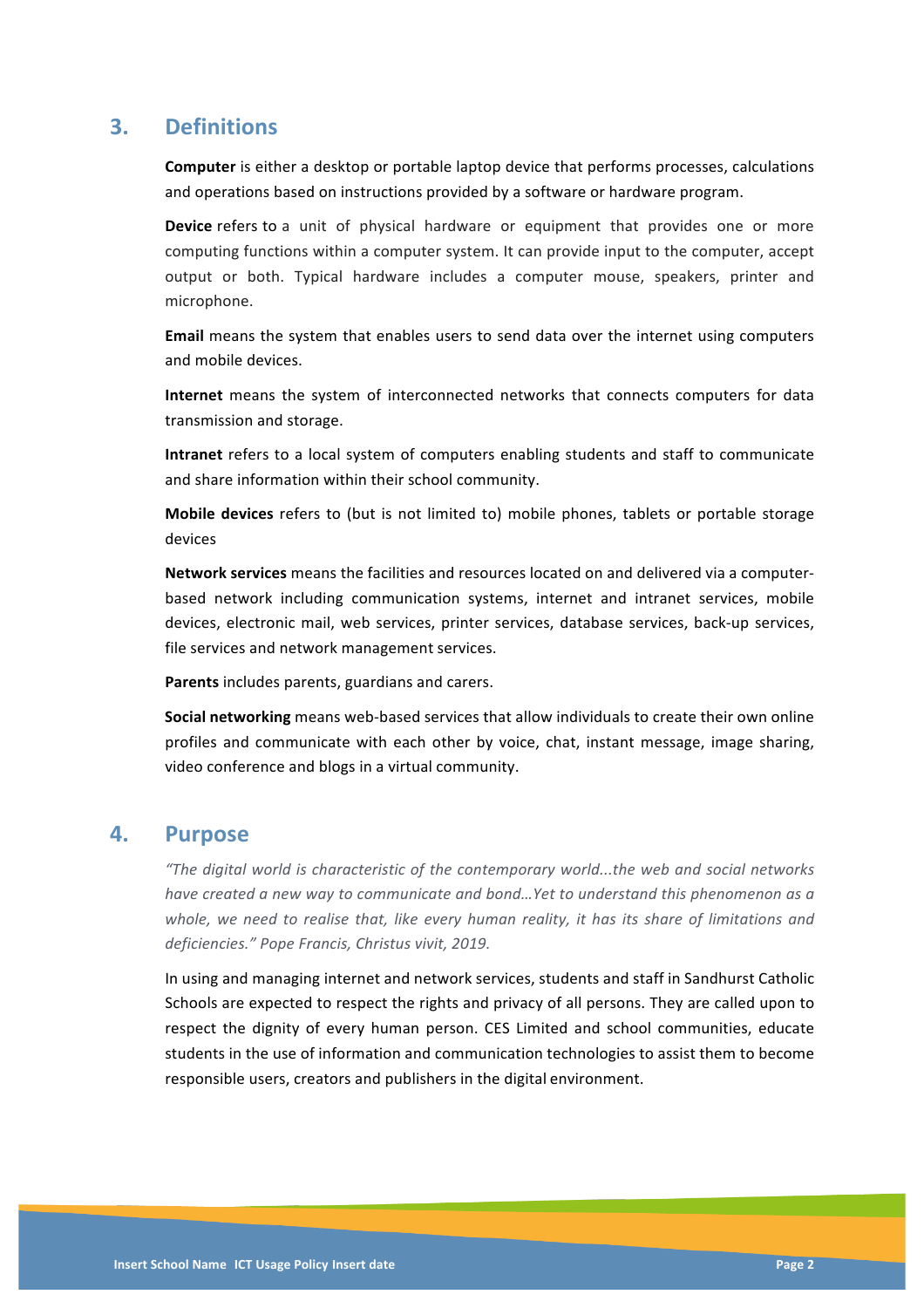## 3. Definitions

**Computer** is either a desktop or portable laptop device that performs processes, calculations and operations based on instructions provided by a software or hardware program.

**Device** refers to a unit of physical hardware or equipment that provides one or more computing functions within a computer system. It can provide input to the computer, accept output or both. Typical hardware includes a computer mouse, speakers, printer and microphone.

**Email** means the system that enables users to send data over the internet using computers and mobile devices.

**Internet** means the system of interconnected networks that connects computers for data transmission and storage.

**Intranet** refers to a local system of computers enabling students and staff to communicate and share information within their school community.

**Mobile devices** refers to (but is not limited to) mobile phones, tablets or portable storage devices

**Network services** means the facilities and resources located on and delivered via a computer-based network including communication systems, internet and intranet services, mobile devices, electronic mail, web services, printer services, database services, back-up services, file services and network management services.

**Parents** includes parents, guardians and carers.

**Social networking** means web-based services that allow individuals to create their own online profiles and communicate with each other by voice, chat, instant message, image sharing, video conference and blogs in a virtual community.

## 4. Purpose

*"The digital world is characteristic of the contemporary world...the web and social networks have created a new way to communicate and bond…Yet to understand this phenomenon as a whole, we need to realise that, like every human reality, it has its share of limitations and deficiencies." Pope Francis, Christus vivit, 2019.*

In using and managing internet and network services, students and staff in Sandhurst Catholic Schools are expected to respect the rights and privacy of all persons. They are called upon to respect the dignity of every human person. CES Limited and school communities, educate students in the use of information and communication technologies to assist them to become responsible users, creators and publishers in the digital environment.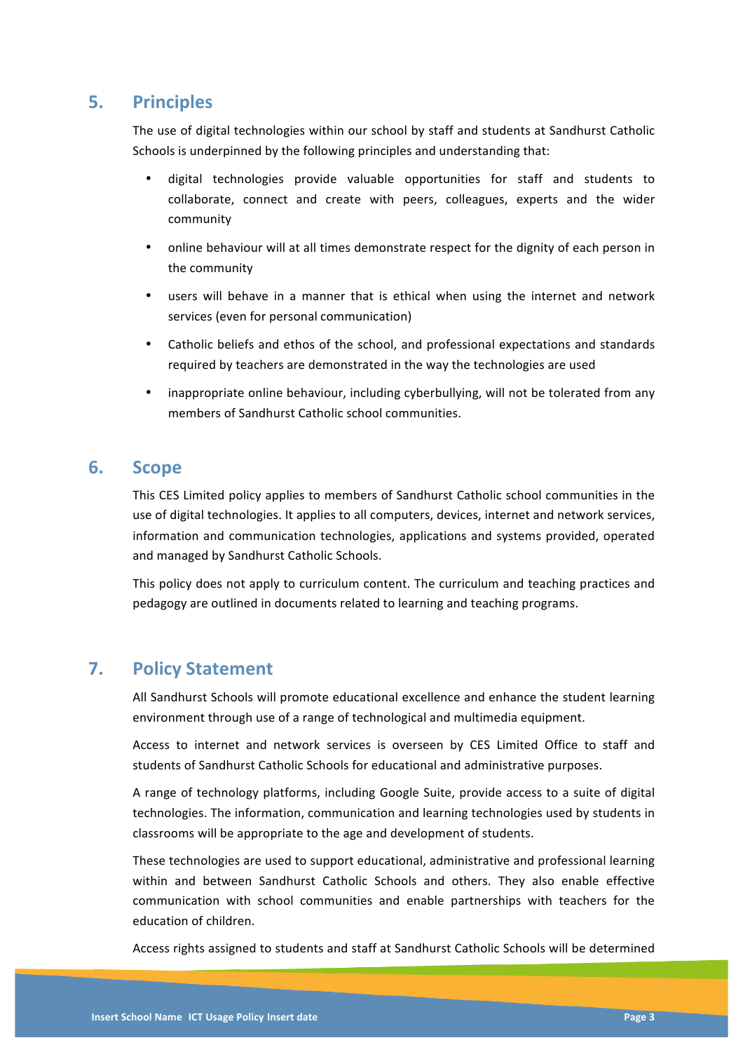## 5. Principles

The use of digital technologies within our school by staff and students at Sandhurst Catholic Schools is underpinned by the following principles and understanding that:

- digital technologies provide valuable opportunities for staff and students to collaborate, connect and create with peers, colleagues, experts and the wider community
- online behaviour will at all times demonstrate respect for the dignity of each person in the community
- users will behave in a manner that is ethical when using the internet and network services (even for personal communication)
- Catholic beliefs and ethos of the school, and professional expectations and standards required by teachers are demonstrated in the way the technologies are used
- inappropriate online behaviour, including cyberbullying, will not be tolerated from any members of Sandhurst Catholic school communities.

## 6. Scope

This CES Limited policy applies to members of Sandhurst Catholic school communities in the use of digital technologies. It applies to all computers, devices, internet and network services, information and communication technologies, applications and systems provided, operated and managed by Sandhurst Catholic Schools.

This policy does not apply to curriculum content. The curriculum and teaching practices and pedagogy are outlined in documents related to learning and teaching programs.

## 7. Policy Statement

All Sandhurst Schools will promote educational excellence and enhance the student learning environment through use of a range of technological and multimedia equipment.

Access to internet and network services is overseen by CES Limited Office to staff and students of Sandhurst Catholic Schools for educational and administrative purposes.

A range of technology platforms, including Google Suite, provide access to a suite of digital technologies. The information, communication and learning technologies used by students in classrooms will be appropriate to the age and development of students.

These technologies are used to support educational, administrative and professional learning within and between Sandhurst Catholic Schools and others. They also enable effective communication with school communities and enable partnerships with teachers for the education of children.

Access rights assigned to students and staff at Sandhurst Catholic Schools will be determined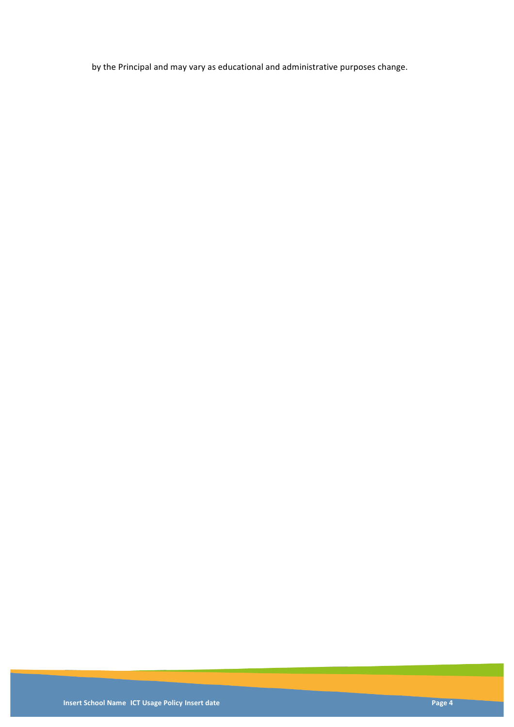by the Principal and may vary as educational and administrative purposes change.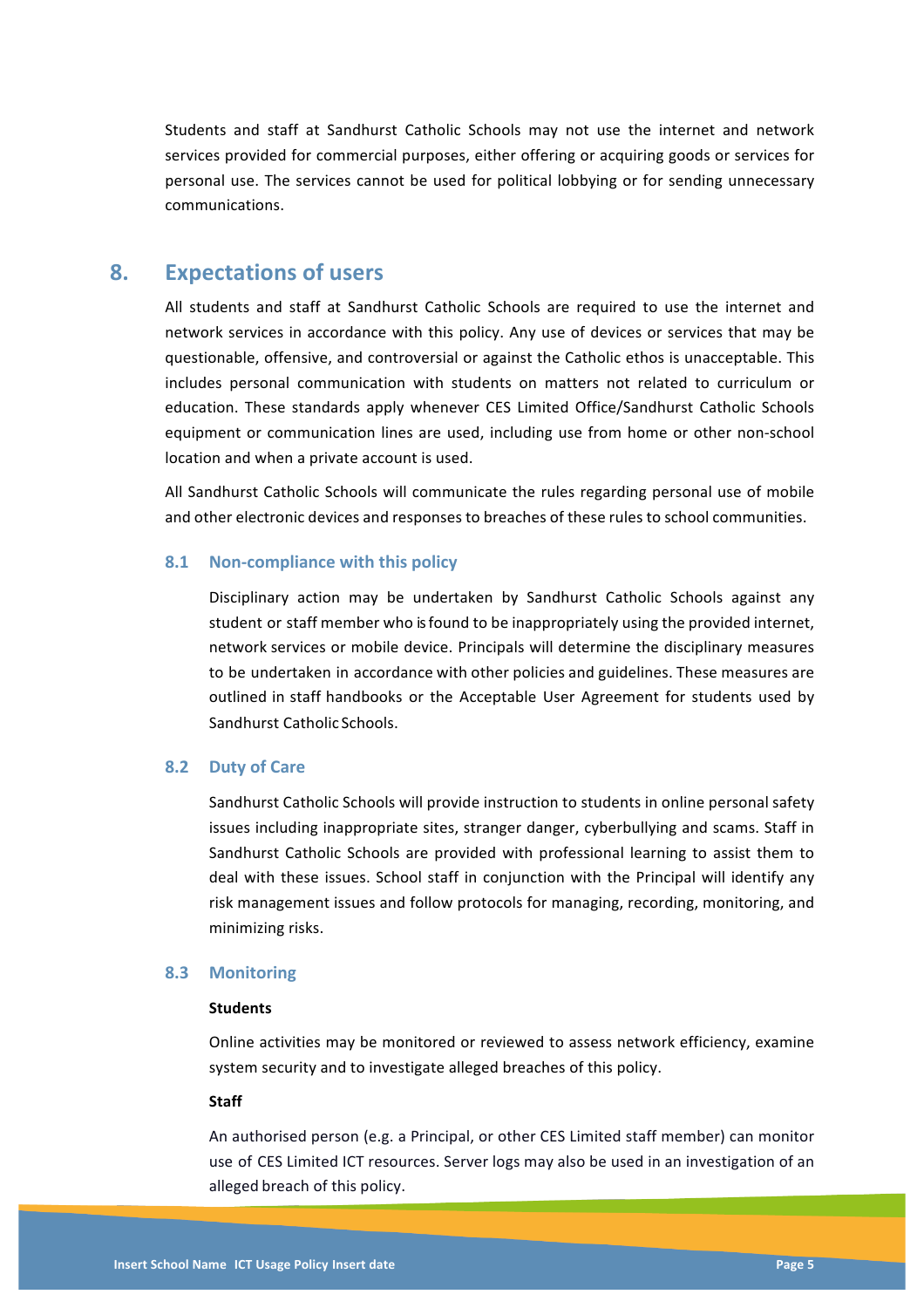Students and staff at Sandhurst Catholic Schools may not use the internet and network services provided for commercial purposes, either offering or acquiring goods or services for personal use. The services cannot be used for political lobbying or for sending unnecessary communications.

## 8. Expectations of users

All students and staff at Sandhurst Catholic Schools are required to use the internet and network services in accordance with this policy. Any use of devices or services that may be questionable, offensive, and controversial or against the Catholic ethos is unacceptable. This includes personal communication with students on matters not related to curriculum or education. These standards apply whenever CES Limited Office/Sandhurst Catholic Schools equipment or communication lines are used, including use from home or other non-school location and when a private account is used.

All Sandhurst Catholic Schools will communicate the rules regarding personal use of mobile and other electronic devices and responses to breaches of these rules to school communities.

### 8.1 Non-compliance with this policy

Disciplinary action may be undertaken by Sandhurst Catholic Schools against any student or staff member who is found to be inappropriately using the provided internet, network services or mobile device. Principals will determine the disciplinary measures to be undertaken in accordance with other policies and guidelines. These measures are outlined in staff handbooks or the Acceptable User Agreement for students used by Sandhurst Catholic Schools.

### 8.2 Duty of Care

Sandhurst Catholic Schools will provide instruction to students in online personal safety issues including inappropriate sites, stranger danger, cyberbullying and scams. Staff in Sandhurst Catholic Schools are provided with professional learning to assist them to deal with these issues. School staff in conjunction with the Principal will identify any risk management issues and follow protocols for managing, recording, monitoring, and minimizing risks.

### 8.3 Monitoring

**Students**

Online activities may be monitored or reviewed to assess network efficiency, examine system security and to investigate alleged breaches of this policy.

**Staff**

An authorised person (e.g. a Principal, or other CES Limited staff member) can monitor use of CES Limited ICT resources. Server logs may also be used in an investigation of an alleged breach of this policy.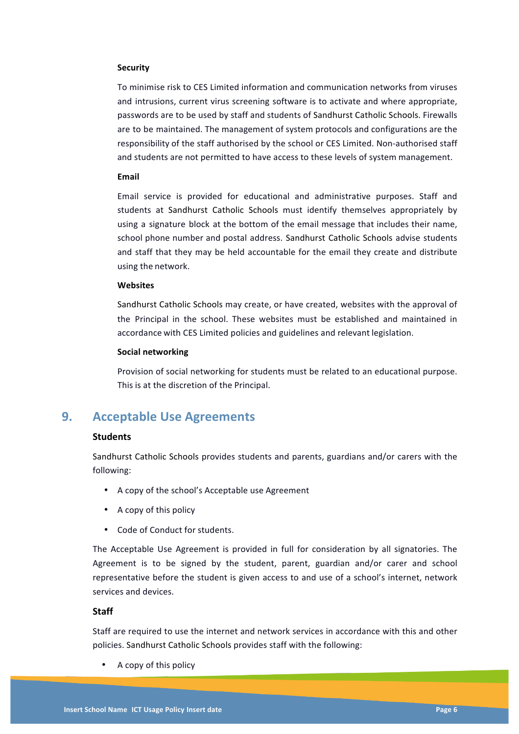**Security**

To minimise risk to CES Limited information and communication networks from viruses and intrusions, current virus screening software is to activate and where appropriate, passwords are to be used by staff and students of Sandhurst Catholic Schools. Firewalls are to be maintained. The management of system protocols and configurations are the responsibility of the staff authorised by the school or CES Limited. Non-authorised staff and students are not permitted to have access to these levels of system management.

**Email**

Email service is provided for educational and administrative purposes. Staff and students at Sandhurst Catholic Schools must identify themselves appropriately by using a signature block at the bottom of the email message that includes their name, school phone number and postal address. Sandhurst Catholic Schools advise students and staff that they may be held accountable for the email they create and distribute using the network.

**Websites**

Sandhurst Catholic Schools may create, or have created, websites with the approval of the Principal in the school. These websites must be established and maintained in accordance with CES Limited policies and guidelines and relevant legislation.

**Social networking**

Provision of social networking for students must be related to an educational purpose. This is at the discretion of the Principal.

## 9. Acceptable Use Agreements

### Students

Sandhurst Catholic Schools provides students and parents, guardians and/or carers with the following:

- A copy of the school's Acceptable use Agreement
- A copy of this policy
- Code of Conduct for students.

The Acceptable Use Agreement is provided in full for consideration by all signatories. The Agreement is to be signed by the student, parent, guardian and/or carer and school representative before the student is given access to and use of a school's internet, network services and devices.

### Staff

Staff are required to use the internet and network services in accordance with this and other policies. Sandhurst Catholic Schools provides staff with the following:

- A copy of this policy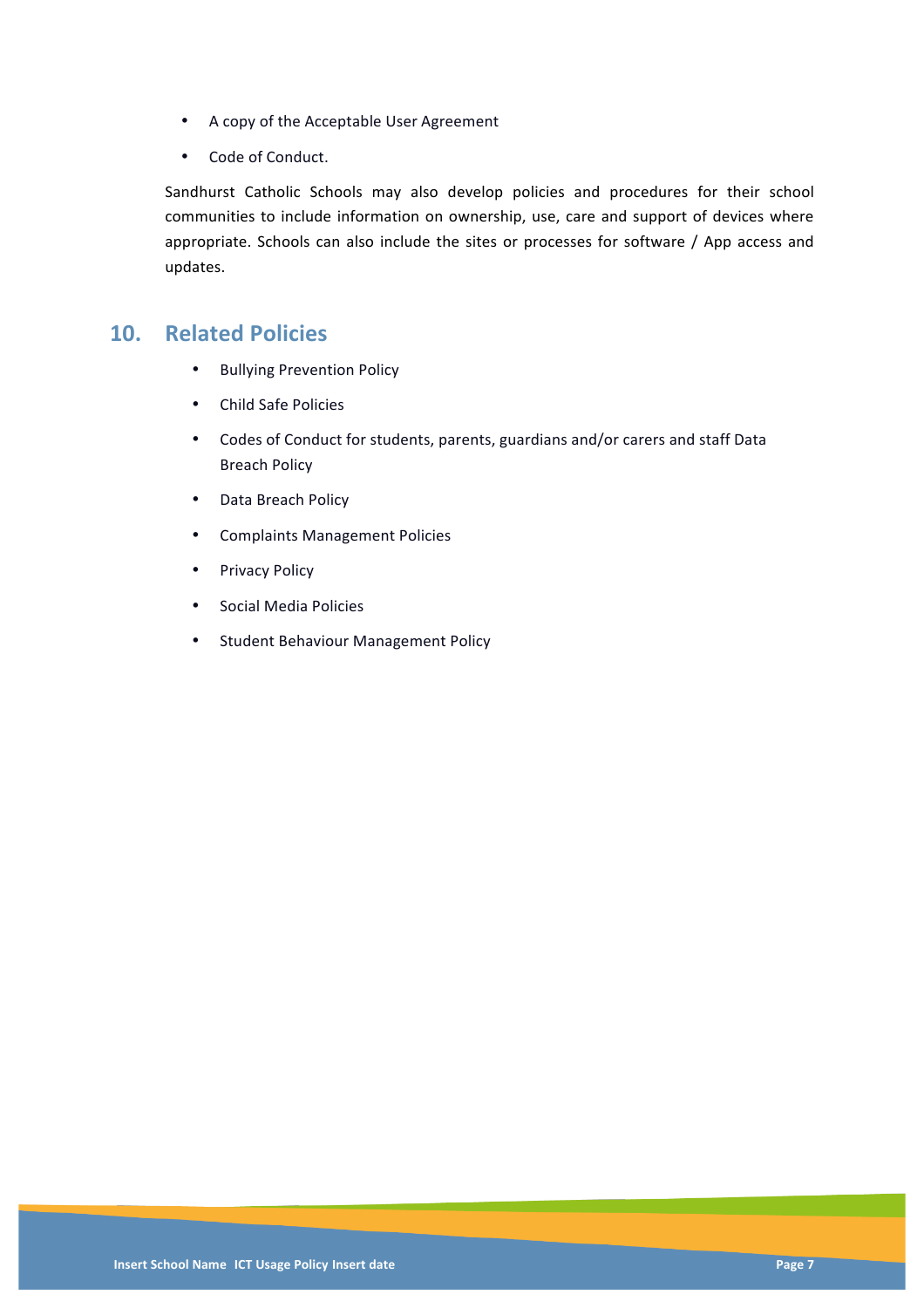- A copy of the Acceptable User Agreement
- Code of Conduct.

Sandhurst Catholic Schools may also develop policies and procedures for their school communities to include information on ownership, use, care and support of devices where appropriate. Schools can also include the sites or processes for software / App access and updates.

## 10. Related Policies

- Bullying Prevention Policy
- Child Safe Policies
- Codes of Conduct for students, parents, guardians and/or carers and staff Data Breach Policy
- Data Breach Policy
- Complaints Management Policies
- Privacy Policy
- Social Media Policies
- Student Behaviour Management Policy